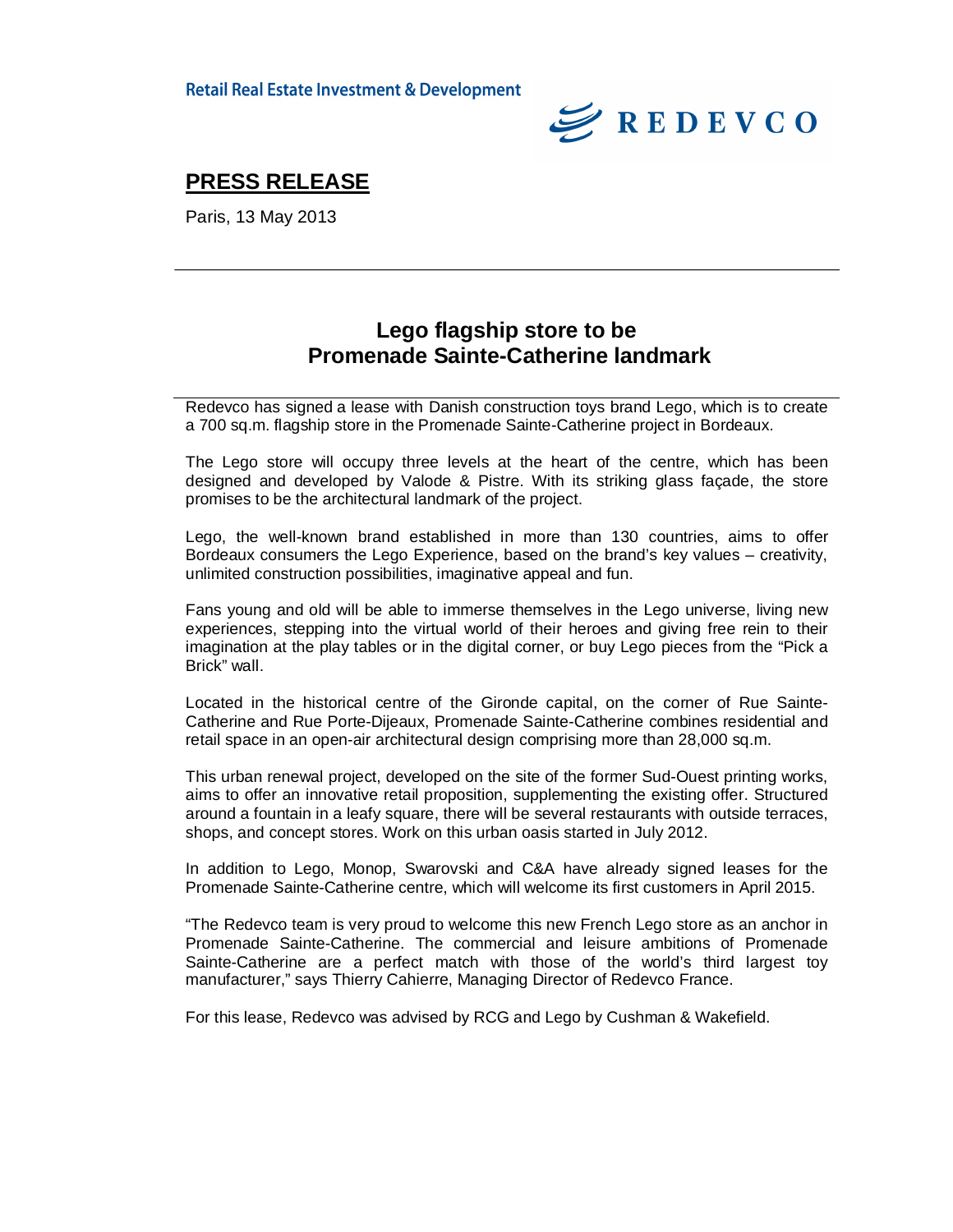Retail Real Estate Investment & Development

REDEVCO

## PRESS RELEASE

Paris, 13 May 2013

---

# Lego flagship store to be Promenade Sainte-Catherine landmark

Redevco has signed a lease with Danish construction toys brand Lego, which is to create a 700 sq.m. flagship store in the Promenade Sainte-Catherine project in Bordeaux.

The Lego store will occupy three levels at the heart of the centre, which has been designed and developed by Valode & Pistre. With its striking glass façade, the store promises to be the architectural landmark of the project.

Lego, the well-known brand established in more than 130 countries, aims to offer Bordeaux consumers the Lego Experience, based on the brand's key values – creativity, unlimited construction possibilities, imaginative appeal and fun.

Fans young and old will be able to immerse themselves in the Lego universe, living new experiences, stepping into the virtual world of their heroes and giving free rein to their imagination at the play tables or in the digital corner, or buy Lego pieces from the "Pick a Brick" wall.

Located in the historical centre of the Gironde capital, on the corner of Rue Sainte-Catherine and Rue Porte-Dijeaux, Promenade Sainte-Catherine combines residential and retail space in an open-air architectural design comprising more than 28,000 sq.m.

This urban renewal project, developed on the site of the former Sud-Ouest printing works, aims to offer an innovative retail proposition, supplementing the existing offer. Structured around a fountain in a leafy square, there will be several restaurants with outside terraces, shops, and concept stores. Work on this urban oasis started in July 2012.

In addition to Lego, Monop, Swarovski and C&A have already signed leases for the Promenade Sainte-Catherine centre, which will welcome its first customers in April 2015.

"The Redevco team is very proud to welcome this new French Lego store as an anchor in Promenade Sainte-Catherine. The commercial and leisure ambitions of Promenade Sainte-Catherine are a perfect match with those of the world's third largest toy manufacturer," says Thierry Cahierre, Managing Director of Redevco France.

For this lease, Redevco was advised by RCG and Lego by Cushman & Wakefield.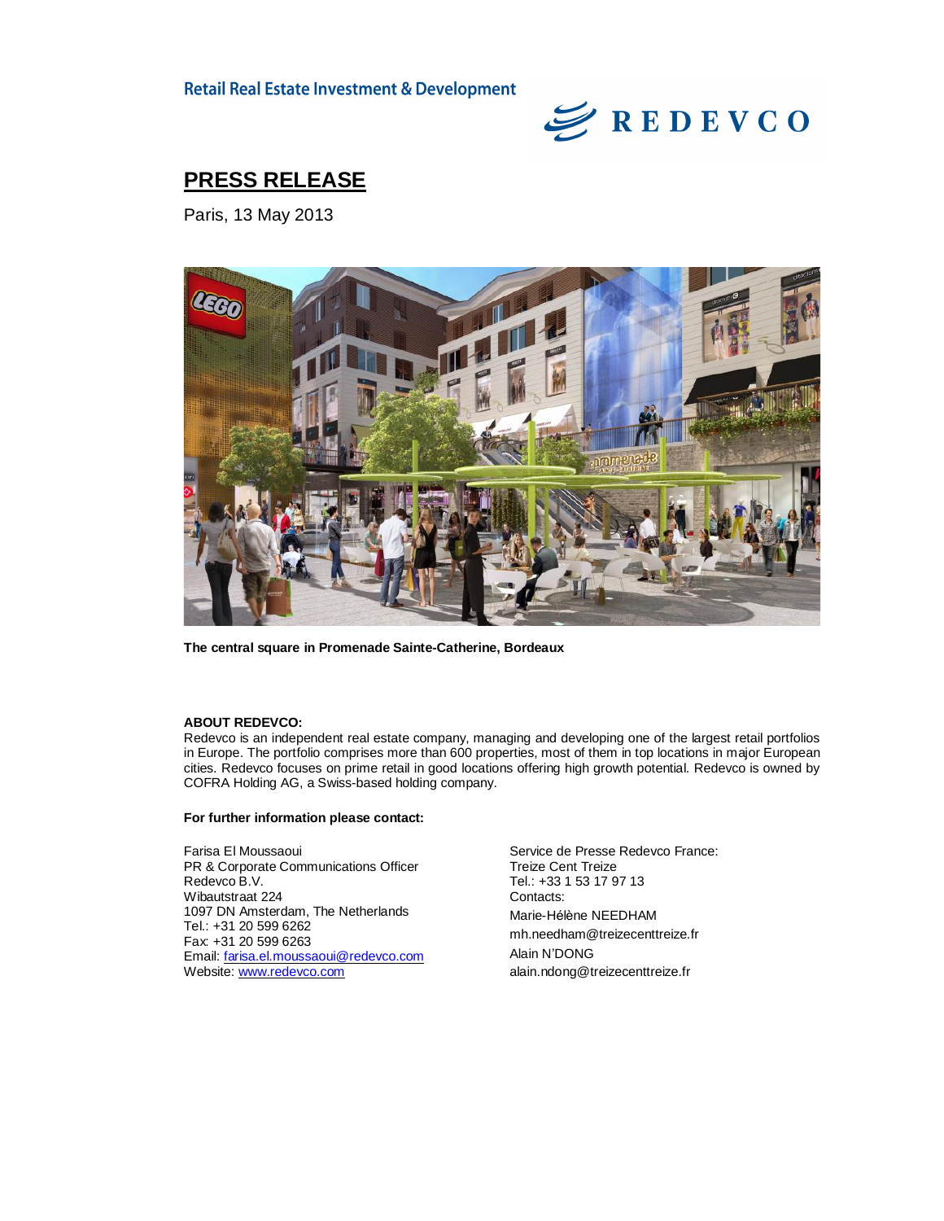Retail Real Estate Investment & Development

REDEVCO

# PRESS RELEASE

Paris, 13 May 2013

**The central square in Promenade Sainte-Catherine, Bordeaux**

**ABOUT REDEVCO:**

Redevco is an independent real estate company, managing and developing one of the largest retail portfolios in Europe. The portfolio comprises more than 600 properties, most of them in top locations in major European cities. Redevco focuses on prime retail in good locations offering high growth potential. Redevco is owned by COFRA Holding AG, a Swiss-based holding company.

**For further information please contact:**

Farisa El Moussaoui
PR & Corporate Communications Officer
Redevco B.V.
Wibautstraat 224
1097 DN Amsterdam, The Netherlands
Tel.: +31 20 599 6262
Fax: +31 20 599 6263
Email: farisa.el.moussaoui@redevco.com
Website: www.redevco.com

Service de Presse Redevco France:
Treize Cent Treize
Tel.: +33 1 53 17 97 13
Contacts:
Marie-Hélène NEEDHAM
mh.needham@treizecenttreize.fr
Alain N'DONG
alain.ndong@treizecenttreize.fr